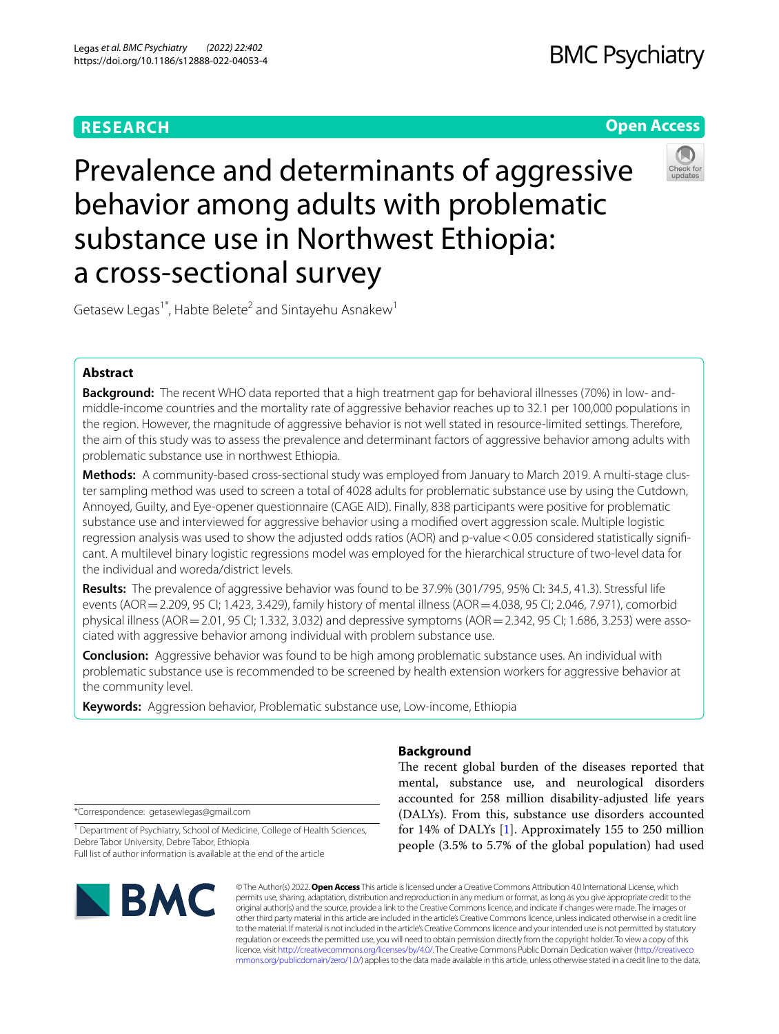RESEARCH

Open Access

# Prevalence and determinants of aggressive behavior among adults with problematic substance use in Northwest Ethiopia: a cross-sectional survey

Getasew Legas[1*], Habte Belete[2] and Sintayehu Asnakew[1]

## Abstract

**Background:** The recent WHO data reported that a high treatment gap for behavioral illnesses (70%) in low- and-middle-income countries and the mortality rate of aggressive behavior reaches up to 32.1 per 100,000 populations in the region. However, the magnitude of aggressive behavior is not well stated in resource-limited settings. Therefore, the aim of this study was to assess the prevalence and determinant factors of aggressive behavior among adults with problematic substance use in northwest Ethiopia.

**Methods:** A community-based cross-sectional study was employed from January to March 2019. A multi-stage cluster sampling method was used to screen a total of 4028 adults for problematic substance use by using the Cutdown, Annoyed, Guilty, and Eye-opener questionnaire (CAGE AID). Finally, 838 participants were positive for problematic substance use and interviewed for aggressive behavior using a modified overt aggression scale. Multiple logistic regression analysis was used to show the adjusted odds ratios (AOR) and p-value < 0.05 considered statistically significant. A multilevel binary logistic regressions model was employed for the hierarchical structure of two-level data for the individual and woreda/district levels.

**Results:** The prevalence of aggressive behavior was found to be 37.9% (301/795, 95% CI: 34.5, 41.3). Stressful life events (AOR = 2.209, 95 CI; 1.423, 3.429), family history of mental illness (AOR = 4.038, 95 CI; 2.046, 7.971), comorbid physical illness (AOR = 2.01, 95 CI; 1.332, 3.032) and depressive symptoms (AOR = 2.342, 95 CI; 1.686, 3.253) were associated with aggressive behavior among individual with problem substance use.

**Conclusion:** Aggressive behavior was found to be high among problematic substance uses. An individual with problematic substance use is recommended to be screened by health extension workers for aggressive behavior at the community level.

**Keywords:** Aggression behavior, Problematic substance use, Low-income, Ethiopia

## Background

The recent global burden of the diseases reported that mental, substance use, and neurological disorders accounted for 258 million disability-adjusted life years (DALYs). From this, substance use disorders accounted for 14% of DALYs [1]. Approximately 155 to 250 million people (3.5% to 5.7% of the global population) had used

*Correspondence: getasewlegas@gmail.com

[1] Department of Psychiatry, School of Medicine, College of Health Sciences, Debre Tabor University, Debre Tabor, Ethiopia

Full list of author information is available at the end of the article

© The Author(s) 2022. **Open Access** This article is licensed under a Creative Commons Attribution 4.0 International License, which permits use, sharing, adaptation, distribution and reproduction in any medium or format, as long as you give appropriate credit to the original author(s) and the source, provide a link to the Creative Commons licence, and indicate if changes were made. The images or other third party material in this article are included in the article's Creative Commons licence, unless indicated otherwise in a credit line to the material. If material is not included in the article's Creative Commons licence and your intended use is not permitted by statutory regulation or exceeds the permitted use, you will need to obtain permission directly from the copyright holder. To view a copy of this licence, visit http://creativecommons.org/licenses/by/4.0/. The Creative Commons Public Domain Dedication waiver (http://creativecommons.org/publicdomain/zero/1.0/) applies to the data made available in this article, unless otherwise stated in a credit line to the data.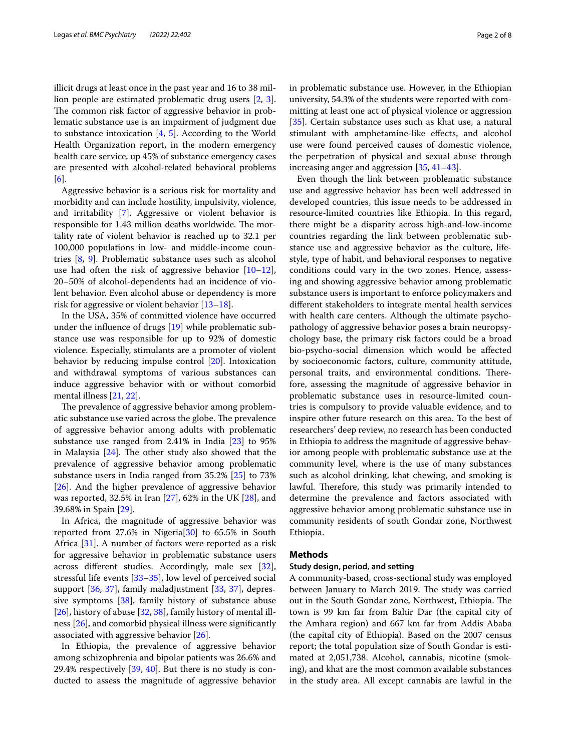illicit drugs at least once in the past year and 16 to 38 million people are estimated problematic drug users [2, 3]. The common risk factor of aggressive behavior in problematic substance use is an impairment of judgment due to substance intoxication [4, 5]. According to the World Health Organization report, in the modern emergency health care service, up 45% of substance emergency cases are presented with alcohol-related behavioral problems [6].

Aggressive behavior is a serious risk for mortality and morbidity and can include hostility, impulsivity, violence, and irritability [7]. Aggressive or violent behavior is responsible for 1.43 million deaths worldwide. The mortality rate of violent behavior is reached up to 32.1 per 100,000 populations in low- and middle-income countries [8, 9]. Problematic substance uses such as alcohol use had often the risk of aggressive behavior [10–12], 20–50% of alcohol-dependents had an incidence of violent behavior. Even alcohol abuse or dependency is more risk for aggressive or violent behavior [13–18].

In the USA, 35% of committed violence have occurred under the influence of drugs [19] while problematic substance use was responsible for up to 92% of domestic violence. Especially, stimulants are a promoter of violent behavior by reducing impulse control [20]. Intoxication and withdrawal symptoms of various substances can induce aggressive behavior with or without comorbid mental illness [21, 22].

The prevalence of aggressive behavior among problematic substance use varied across the globe. The prevalence of aggressive behavior among adults with problematic substance use ranged from 2.41% in India [23] to 95% in Malaysia [24]. The other study also showed that the prevalence of aggressive behavior among problematic substance users in India ranged from 35.2% [25] to 73% [26]. And the higher prevalence of aggressive behavior was reported, 32.5% in Iran [27], 62% in the UK [28], and 39.68% in Spain [29].

In Africa, the magnitude of aggressive behavior was reported from 27.6% in Nigeria[30] to 65.5% in South Africa [31]. A number of factors were reported as a risk for aggressive behavior in problematic substance users across different studies. Accordingly, male sex [32], stressful life events [33–35], low level of perceived social support [36, 37], family maladjustment [33, 37], depressive symptoms [38], family history of substance abuse [26], history of abuse [32, 38], family history of mental illness [26], and comorbid physical illness were significantly associated with aggressive behavior [26].

In Ethiopia, the prevalence of aggressive behavior among schizophrenia and bipolar patients was 26.6% and 29.4% respectively [39, 40]. But there is no study is conducted to assess the magnitude of aggressive behavior in problematic substance use. However, in the Ethiopian university, 54.3% of the students were reported with committing at least one act of physical violence or aggression [35]. Certain substance uses such as khat use, a natural stimulant with amphetamine-like effects, and alcohol use were found perceived causes of domestic violence, the perpetration of physical and sexual abuse through increasing anger and aggression [35, 41–43].

Even though the link between problematic substance use and aggressive behavior has been well addressed in developed countries, this issue needs to be addressed in resource-limited countries like Ethiopia. In this regard, there might be a disparity across high-and-low-income countries regarding the link between problematic substance use and aggressive behavior as the culture, lifestyle, type of habit, and behavioral responses to negative conditions could vary in the two zones. Hence, assessing and showing aggressive behavior among problematic substance users is important to enforce policymakers and different stakeholders to integrate mental health services with health care centers. Although the ultimate psychopathology of aggressive behavior poses a brain neuropsychology base, the primary risk factors could be a broad bio-psycho-social dimension which would be affected by socioeconomic factors, culture, community attitude, personal traits, and environmental conditions. Therefore, assessing the magnitude of aggressive behavior in problematic substance uses in resource-limited countries is compulsory to provide valuable evidence, and to inspire other future research on this area. To the best of researchers' deep review, no research has been conducted in Ethiopia to address the magnitude of aggressive behavior among people with problematic substance use at the community level, where is the use of many substances such as alcohol drinking, khat chewing, and smoking is lawful. Therefore, this study was primarily intended to determine the prevalence and factors associated with aggressive behavior among problematic substance use in community residents of south Gondar zone, Northwest Ethiopia.

## Methods

### Study design, period, and setting

A community-based, cross-sectional study was employed between January to March 2019. The study was carried out in the South Gondar zone, Northwest, Ethiopia. The town is 99 km far from Bahir Dar (the capital city of the Amhara region) and 667 km far from Addis Ababa (the capital city of Ethiopia). Based on the 2007 census report; the total population size of South Gondar is estimated at 2,051,738. Alcohol, cannabis, nicotine (smoking), and khat are the most common available substances in the study area. All except cannabis are lawful in the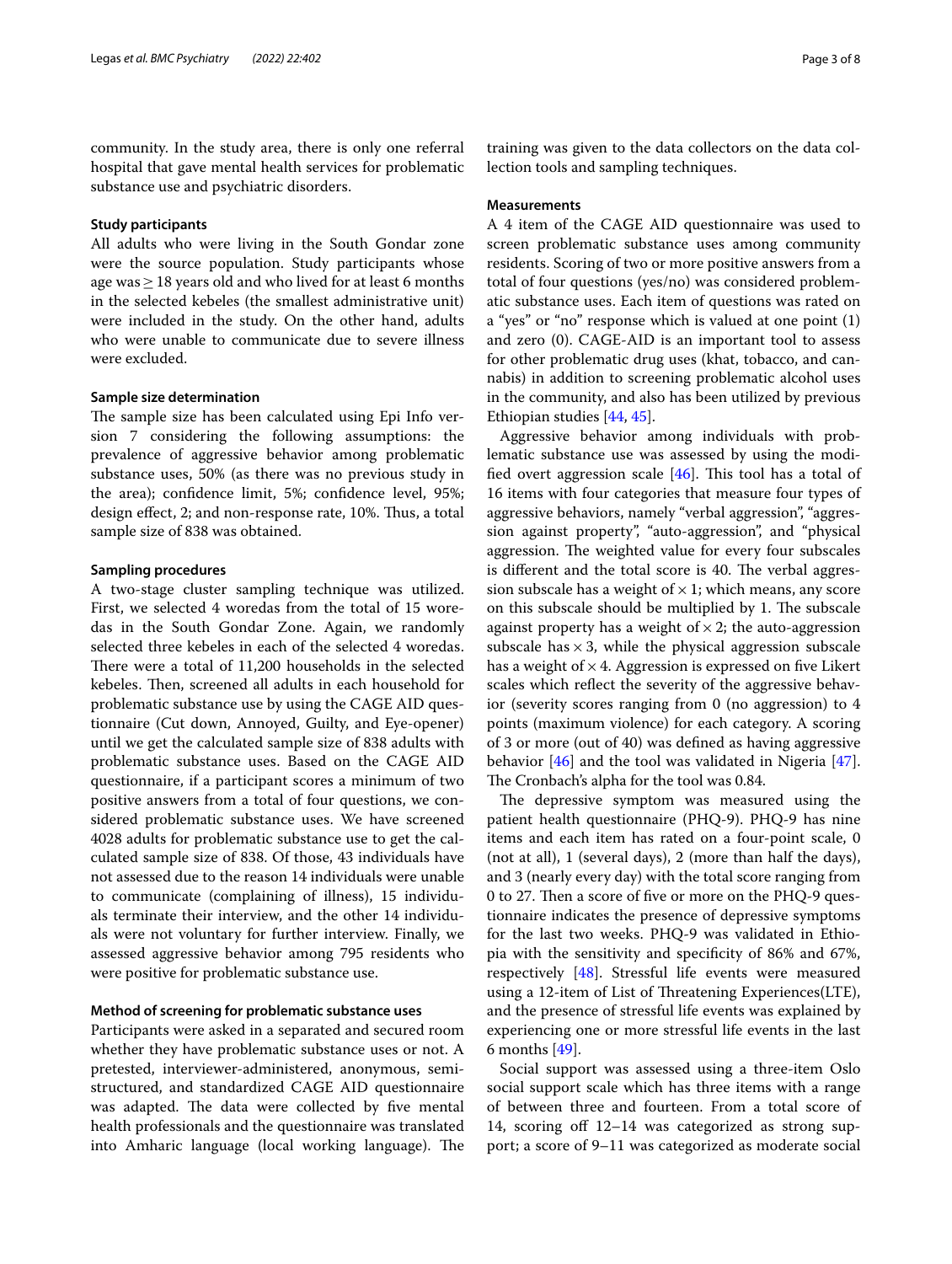community. In the study area, there is only one referral hospital that gave mental health services for problematic substance use and psychiatric disorders.

### Study participants

All adults who were living in the South Gondar zone were the source population. Study participants whose age was ≥ 18 years old and who lived for at least 6 months in the selected kebeles (the smallest administrative unit) were included in the study. On the other hand, adults who were unable to communicate due to severe illness were excluded.

### Sample size determination

The sample size has been calculated using Epi Info version 7 considering the following assumptions: the prevalence of aggressive behavior among problematic substance uses, 50% (as there was no previous study in the area); confidence limit, 5%; confidence level, 95%; design effect, 2; and non-response rate, 10%. Thus, a total sample size of 838 was obtained.

### Sampling procedures

A two-stage cluster sampling technique was utilized. First, we selected 4 woredas from the total of 15 woredas in the South Gondar Zone. Again, we randomly selected three kebeles in each of the selected 4 woredas. There were a total of 11,200 households in the selected kebeles. Then, screened all adults in each household for problematic substance use by using the CAGE AID questionnaire (Cut down, Annoyed, Guilty, and Eye-opener) until we get the calculated sample size of 838 adults with problematic substance uses. Based on the CAGE AID questionnaire, if a participant scores a minimum of two positive answers from a total of four questions, we considered problematic substance uses. We have screened 4028 adults for problematic substance use to get the calculated sample size of 838. Of those, 43 individuals have not assessed due to the reason 14 individuals were unable to communicate (complaining of illness), 15 individuals terminate their interview, and the other 14 individuals were not voluntary for further interview. Finally, we assessed aggressive behavior among 795 residents who were positive for problematic substance use.

### Method of screening for problematic substance uses

Participants were asked in a separated and secured room whether they have problematic substance uses or not. A pretested, interviewer-administered, anonymous, semi-structured, and standardized CAGE AID questionnaire was adapted. The data were collected by five mental health professionals and the questionnaire was translated into Amharic language (local working language). The training was given to the data collectors on the data collection tools and sampling techniques.

### Measurements

A 4 item of the CAGE AID questionnaire was used to screen problematic substance uses among community residents. Scoring of two or more positive answers from a total of four questions (yes/no) was considered problematic substance uses. Each item of questions was rated on a "yes" or "no" response which is valued at one point (1) and zero (0). CAGE-AID is an important tool to assess for other problematic drug uses (khat, tobacco, and cannabis) in addition to screening problematic alcohol uses in the community, and also has been utilized by previous Ethiopian studies [44, 45].

Aggressive behavior among individuals with problematic substance use was assessed by using the modified overt aggression scale [46]. This tool has a total of 16 items with four categories that measure four types of aggressive behaviors, namely "verbal aggression", "aggression against property", "auto-aggression", and "physical aggression. The weighted value for every four subscales is different and the total score is 40. The verbal aggression subscale has a weight of × 1; which means, any score on this subscale should be multiplied by 1. The subscale against property has a weight of × 2; the auto-aggression subscale has × 3, while the physical aggression subscale has a weight of × 4. Aggression is expressed on five Likert scales which reflect the severity of the aggressive behavior (severity scores ranging from 0 (no aggression) to 4 points (maximum violence) for each category. A scoring of 3 or more (out of 40) was defined as having aggressive behavior [46] and the tool was validated in Nigeria [47]. The Cronbach's alpha for the tool was 0.84.

The depressive symptom was measured using the patient health questionnaire (PHQ-9). PHQ-9 has nine items and each item has rated on a four-point scale, 0 (not at all), 1 (several days), 2 (more than half the days), and 3 (nearly every day) with the total score ranging from 0 to 27. Then a score of five or more on the PHQ-9 questionnaire indicates the presence of depressive symptoms for the last two weeks. PHQ-9 was validated in Ethiopia with the sensitivity and specificity of 86% and 67%, respectively [48]. Stressful life events were measured using a 12-item of List of Threatening Experiences(LTE), and the presence of stressful life events was explained by experiencing one or more stressful life events in the last 6 months [49].

Social support was assessed using a three-item Oslo social support scale which has three items with a range of between three and fourteen. From a total score of 14, scoring off 12–14 was categorized as strong support; a score of 9–11 was categorized as moderate social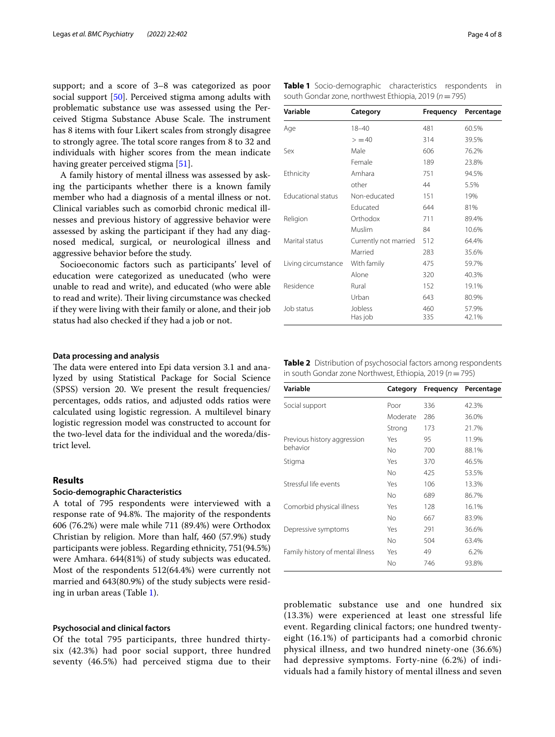support; and a score of 3–8 was categorized as poor social support [50]. Perceived stigma among adults with problematic substance use was assessed using the Perceived Stigma Substance Abuse Scale. The instrument has 8 items with four Likert scales from strongly disagree to strongly agree. The total score ranges from 8 to 32 and individuals with higher scores from the mean indicate having greater perceived stigma [51].

A family history of mental illness was assessed by asking the participants whether there is a known family member who had a diagnosis of a mental illness or not. Clinical variables such as comorbid chronic medical illnesses and previous history of aggressive behavior were assessed by asking the participant if they had any diagnosed medical, surgical, or neurological illness and aggressive behavior before the study.

Socioeconomic factors such as participants' level of education were categorized as uneducated (who were unable to read and write), and educated (who were able to read and write). Their living circumstance was checked if they were living with their family or alone, and their job status had also checked if they had a job or not.

### Data processing and analysis

The data were entered into Epi data version 3.1 and analyzed by using Statistical Package for Social Science (SPSS) version 20. We present the result frequencies/percentages, odds ratios, and adjusted odds ratios were calculated using logistic regression. A multilevel binary logistic regression model was constructed to account for the two-level data for the individual and the woreda/district level.

## Results

### Socio-demographic Characteristics

A total of 795 respondents were interviewed with a response rate of 94.8%. The majority of the respondents 606 (76.2%) were male while 711 (89.4%) were Orthodox Christian by religion. More than half, 460 (57.9%) study participants were jobless. Regarding ethnicity, 751(94.5%) were Amhara. 644(81%) of study subjects was educated. Most of the respondents 512(64.4%) were currently not married and 643(80.9%) of the study subjects were residing in urban areas (Table 1).

**Table 1** Socio-demographic characteristics respondents in south Gondar zone, northwest Ethiopia, 2019 ($n = 795$)

| Variable | Category | Frequency | Percentage |
|---|---|---|---|
| Age | 18–40 | 481 | 60.5% |
| | >=40 | 314 | 39.5% |
| Sex | Male | 606 | 76.2% |
| | Female | 189 | 23.8% |
| Ethnicity | Amhara | 751 | 94.5% |
| | other | 44 | 5.5% |
| Educational status | Non-educated | 151 | 19% |
| | Educated | 644 | 81% |
| Religion | Orthodox | 711 | 89.4% |
| | Muslim | 84 | 10.6% |
| Marital status | Currently not married | 512 | 64.4% |
| | Married | 283 | 35.6% |
| Living circumstance | With family | 475 | 59.7% |
| | Alone | 320 | 40.3% |
| Residence | Rural | 152 | 19.1% |
| | Urban | 643 | 80.9% |
| Job status | Jobless | 460 | 57.9% |
| | Has job | 335 | 42.1% |

### Psychosocial and clinical factors

Of the total 795 participants, three hundred thirty-six (42.3%) had poor social support, three hundred seventy (46.5%) had perceived stigma due to their problematic substance use and one hundred six (13.3%) were experienced at least one stressful life event. Regarding clinical factors; one hundred twenty-eight (16.1%) of participants had a comorbid chronic physical illness, and two hundred ninety-one (36.6%) had depressive symptoms. Forty-nine (6.2%) of individuals had a family history of mental illness and seven

**Table 2** Distribution of psychosocial factors among respondents in south Gondar zone Northwest, Ethiopia, 2019 ($n = 795$)

| Variable | Category | Frequency | Percentage |
|---|---|---|---|
| Social support | Poor | 336 | 42.3% |
| | Moderate | 286 | 36.0% |
| | Strong | 173 | 21.7% |
| Previous history aggression behavior | Yes | 95 | 11.9% |
| | No | 700 | 88.1% |
| Stigma | Yes | 370 | 46.5% |
| | No | 425 | 53.5% |
| Stressful life events | Yes | 106 | 13.3% |
| | No | 689 | 86.7% |
| Comorbid physical illness | Yes | 128 | 16.1% |
| | No | 667 | 83.9% |
| Depressive symptoms | Yes | 291 | 36.6% |
| | No | 504 | 63.4% |
| Family history of mental illness | Yes | 49 | 6.2% |
| | No | 746 | 93.8% |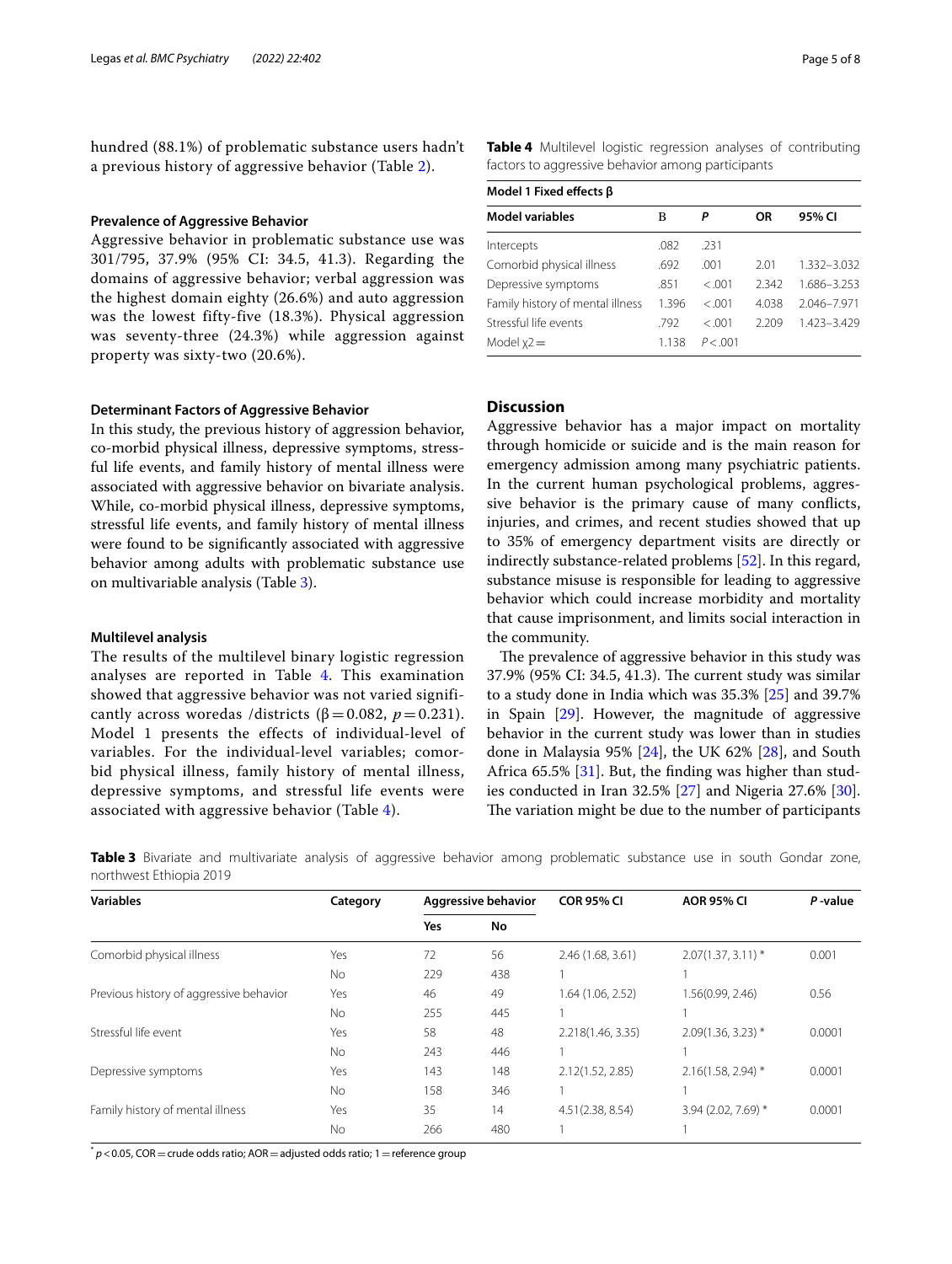hundred (88.1%) of problematic substance users hadn't a previous history of aggressive behavior (Table 2).

#### Prevalence of Aggressive Behavior

Aggressive behavior in problematic substance use was 301/795, 37.9% (95% CI: 34.5, 41.3). Regarding the domains of aggressive behavior; verbal aggression was the highest domain eighty (26.6%) and auto aggression was the lowest fifty-five (18.3%). Physical aggression was seventy-three (24.3%) while aggression against property was sixty-two (20.6%).

#### Determinant Factors of Aggressive Behavior

In this study, the previous history of aggression behavior, co-morbid physical illness, depressive symptoms, stressful life events, and family history of mental illness were associated with aggressive behavior on bivariate analysis. While, co-morbid physical illness, depressive symptoms, stressful life events, and family history of mental illness were found to be significantly associated with aggressive behavior among adults with problematic substance use on multivariable analysis (Table 3).

#### Multilevel analysis

The results of the multilevel binary logistic regression analyses are reported in Table 4. This examination showed that aggressive behavior was not varied significantly across woredas /districts ($\beta = 0.082$, $p = 0.231$). Model 1 presents the effects of individual-level of variables. For the individual-level variables; comorbid physical illness, family history of mental illness, depressive symptoms, and stressful life events were associated with aggressive behavior (Table 4).

**Table 4** Multilevel logistic regression analyses of contributing factors to aggressive behavior among participants

| Model 1 Fixed effects β | | | | |
|---|---|---|---|---|
| **Model variables** | **B** | ***P*** | **OR** | **95% CI** |
| Intercepts | .082 | .231 | | |
| Comorbid physical illness | .692 | .001 | 2.01 | 1.332–3.032 |
| Depressive symptoms | .851 | <.001 | 2.342 | 1.686–3.253 |
| Family history of mental illness | 1.396 | <.001 | 4.038 | 2.046–7.971 |
| Stressful life events | .792 | <.001 | 2.209 | 1.423–3.429 |
| Model $\chi 2 =$ | 1.138 | $P < .001$ | | |

## Discussion

Aggressive behavior has a major impact on mortality through homicide or suicide and is the main reason for emergency admission among many psychiatric patients. In the current human psychological problems, aggressive behavior is the primary cause of many conflicts, injuries, and crimes, and recent studies showed that up to 35% of emergency department visits are directly or indirectly substance-related problems [52]. In this regard, substance misuse is responsible for leading to aggressive behavior which could increase morbidity and mortality that cause imprisonment, and limits social interaction in the community.

The prevalence of aggressive behavior in this study was 37.9% (95% CI: 34.5, 41.3). The current study was similar to a study done in India which was 35.3% [25] and 39.7% in Spain [29]. However, the magnitude of aggressive behavior in the current study was lower than in studies done in Malaysia 95% [24], the UK 62% [28], and South Africa 65.5% [31]. But, the finding was higher than studies conducted in Iran 32.5% [27] and Nigeria 27.6% [30]. The variation might be due to the number of participants

**Table 3** Bivariate and multivariate analysis of aggressive behavior among problematic substance use in south Gondar zone, northwest Ethiopia 2019

| Variables | Category | Aggressive behavior | | COR 95% CI | AOR 95% CI | *P* -value |
|---|---|---|---|---|---|---|
| | | Yes | No | | | |
| Comorbid physical illness | Yes | 72 | 56 | 2.46 (1.68, 3.61) | 2.07(1.37, 3.11) * | 0.001 |
| | No | 229 | 438 | 1 | 1 | |
| Previous history of aggressive behavior | Yes | 46 | 49 | 1.64 (1.06, 2.52) | 1.56(0.99, 2.46) | 0.56 |
| | No | 255 | 445 | 1 | 1 | |
| Stressful life event | Yes | 58 | 48 | 2.218(1.46, 3.35) | 2.09(1.36, 3.23) * | 0.0001 |
| | No | 243 | 446 | 1 | 1 | |
| Depressive symptoms | Yes | 143 | 148 | 2.12(1.52, 2.85) | 2.16(1.58, 2.94) * | 0.0001 |
| | No | 158 | 346 | 1 | 1 | |
| Family history of mental illness | Yes | 35 | 14 | 4.51(2.38, 8.54) | 3.94 (2.02, 7.69) * | 0.0001 |
| | No | 266 | 480 | 1 | 1 | |

* $p < 0.05$, COR = crude odds ratio; AOR = adjusted odds ratio; 1 = reference group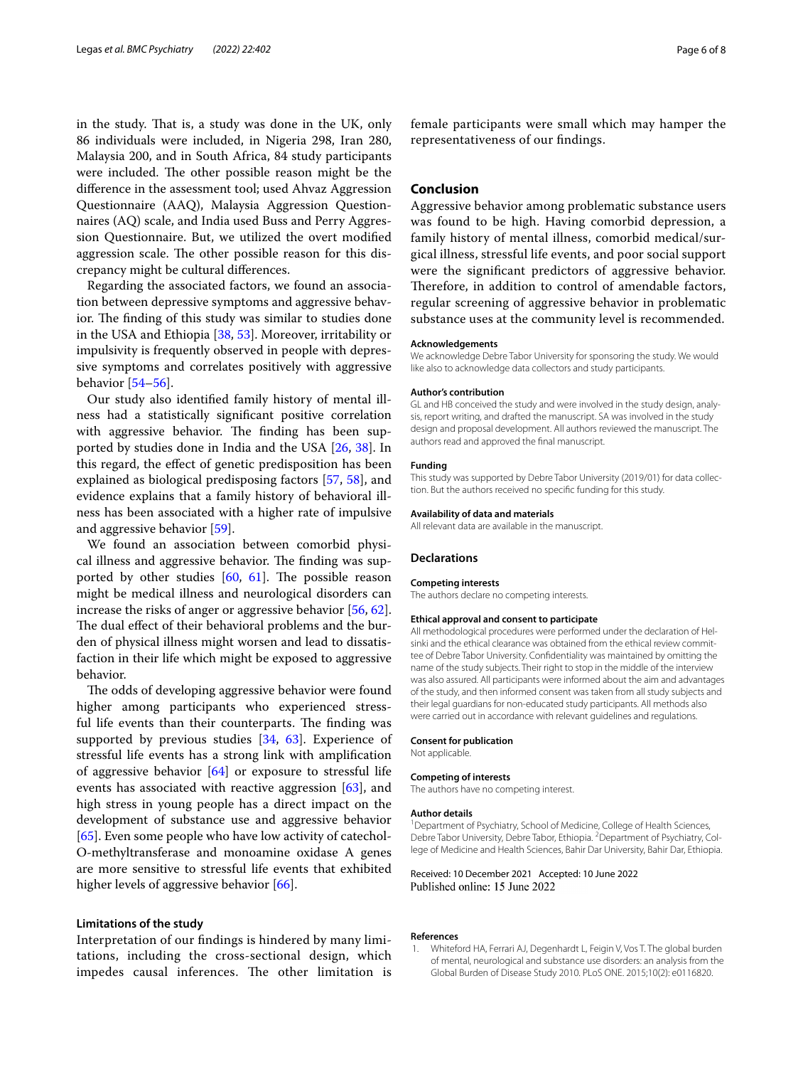in the study. That is, a study was done in the UK, only 86 individuals were included, in Nigeria 298, Iran 280, Malaysia 200, and in South Africa, 84 study participants were included. The other possible reason might be the difference in the assessment tool; used Ahvaz Aggression Questionnaire (AAQ), Malaysia Aggression Questionnaires (AQ) scale, and India used Buss and Perry Aggression Questionnaire. But, we utilized the overt modified aggression scale. The other possible reason for this discrepancy might be cultural differences.

Regarding the associated factors, we found an association between depressive symptoms and aggressive behavior. The finding of this study was similar to studies done in the USA and Ethiopia [38, 53]. Moreover, irritability or impulsivity is frequently observed in people with depressive symptoms and correlates positively with aggressive behavior [54–56].

Our study also identified family history of mental illness had a statistically significant positive correlation with aggressive behavior. The finding has been supported by studies done in India and the USA [26, 38]. In this regard, the effect of genetic predisposition has been explained as biological predisposing factors [57, 58], and evidence explains that a family history of behavioral illness has been associated with a higher rate of impulsive and aggressive behavior [59].

We found an association between comorbid physical illness and aggressive behavior. The finding was supported by other studies [60, 61]. The possible reason might be medical illness and neurological disorders can increase the risks of anger or aggressive behavior [56, 62]. The dual effect of their behavioral problems and the burden of physical illness might worsen and lead to dissatisfaction in their life which might be exposed to aggressive behavior.

The odds of developing aggressive behavior were found higher among participants who experienced stressful life events than their counterparts. The finding was supported by previous studies [34, 63]. Experience of stressful life events has a strong link with amplification of aggressive behavior [64] or exposure to stressful life events has associated with reactive aggression [63], and high stress in young people has a direct impact on the development of substance use and aggressive behavior [65]. Even some people who have low activity of catechol-O-methyltransferase and monoamine oxidase A genes are more sensitive to stressful life events that exhibited higher levels of aggressive behavior [66].

### Limitations of the study

Interpretation of our findings is hindered by many limitations, including the cross-sectional design, which impedes causal inferences. The other limitation is female participants were small which may hamper the representativeness of our findings.

## Conclusion

Aggressive behavior among problematic substance users was found to be high. Having comorbid depression, a family history of mental illness, comorbid medical/surgical illness, stressful life events, and poor social support were the significant predictors of aggressive behavior. Therefore, in addition to control of amendable factors, regular screening of aggressive behavior in problematic substance uses at the community level is recommended.

#### Acknowledgements

We acknowledge Debre Tabor University for sponsoring the study. We would like also to acknowledge data collectors and study participants.

#### Author's contribution

GL and HB conceived the study and were involved in the study design, analysis, report writing, and drafted the manuscript. SA was involved in the study design and proposal development. All authors reviewed the manuscript. The authors read and approved the final manuscript.

#### Funding

This study was supported by Debre Tabor University (2019/01) for data collection. But the authors received no specific funding for this study.

#### Availability of data and materials

All relevant data are available in the manuscript.

## Declarations

#### Competing interests

The authors declare no competing interests.

#### Ethical approval and consent to participate

All methodological procedures were performed under the declaration of Helsinki and the ethical clearance was obtained from the ethical review committee of Debre Tabor University. Confidentiality was maintained by omitting the name of the study subjects. Their right to stop in the middle of the interview was also assured. All participants were informed about the aim and advantages of the study, and then informed consent was taken from all study subjects and their legal guardians for non-educated study participants. All methods also were carried out in accordance with relevant guidelines and regulations.

#### Consent for publication

Not applicable.

#### Competing of interests

The authors have no competing interest.

#### Author details

[1]Department of Psychiatry, School of Medicine, College of Health Sciences, Debre Tabor University, Debre Tabor, Ethiopia. [2]Department of Psychiatry, College of Medicine and Health Sciences, Bahir Dar University, Bahir Dar, Ethiopia.

Received: 10 December 2021 Accepted: 10 June 2022
Published online: 15 June 2022

#### References

1. Whiteford HA, Ferrari AJ, Degenhardt L, Feigin V, Vos T. The global burden of mental, neurological and substance use disorders: an analysis from the Global Burden of Disease Study 2010. PLoS ONE. 2015;10(2): e0116820.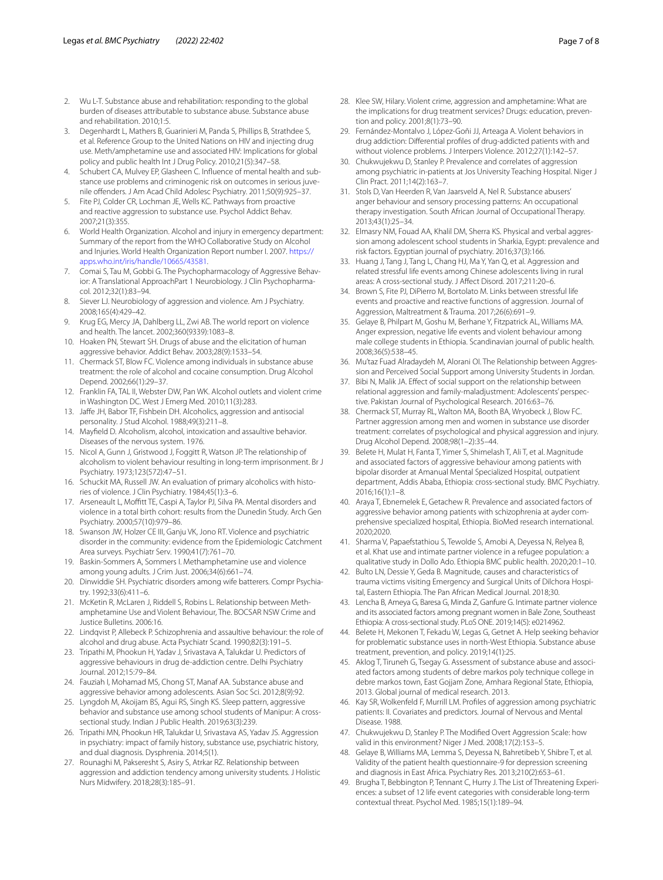2. Wu L-T. Substance abuse and rehabilitation: responding to the global burden of diseases attributable to substance abuse. Substance abuse and rehabilitation. 2010;1:5.
3. Degenhardt L, Mathers B, Guarinieri M, Panda S, Phillips B, Strathdee S, et al. Reference Group to the United Nations on HIV and injecting drug use. Meth/amphetamine use and associated HIV: Implications for global policy and public health Int J Drug Policy. 2010;21(5):347–58.
4. Schubert CA, Mulvey EP, Glasheen C. Influence of mental health and substance use problems and criminogenic risk on outcomes in serious juvenile offenders. J Am Acad Child Adolesc Psychiatry. 2011;50(9):925–37.
5. Fite PJ, Colder CR, Lochman JE, Wells KC. Pathways from proactive and reactive aggression to substance use. Psychol Addict Behav. 2007;21(3):355.
6. World Health Organization. Alcohol and injury in emergency department: Summary of the report from the WHO Collaborative Study on Alcohol and Injuries. World Health Organization Report number I. 2007. https://apps.who.int/iris/handle/10665/43581.
7. Comai S, Tau M, Gobbi G. The Psychopharmacology of Aggressive Behavior: A Translational ApproachPart 1 Neurobiology. J Clin Psychopharmacol. 2012;32(1):83–94.
8. Siever LJ. Neurobiology of aggression and violence. Am J Psychiatry. 2008;165(4):429–42.
9. Krug EG, Mercy JA, Dahlberg LL, Zwi AB. The world report on violence and health. The lancet. 2002;360(9339):1083–8.
10. Hoaken PN, Stewart SH. Drugs of abuse and the elicitation of human aggressive behavior. Addict Behav. 2003;28(9):1533–54.
11. Chermack ST, Blow FC. Violence among individuals in substance abuse treatment: the role of alcohol and cocaine consumption. Drug Alcohol Depend. 2002;66(1):29–37.
12. Franklin FA, TAL II, Webster DW, Pan WK. Alcohol outlets and violent crime in Washington DC. West J Emerg Med. 2010;11(3):283.
13. Jaffe JH, Babor TF, Fishbein DH. Alcoholics, aggression and antisocial personality. J Stud Alcohol. 1988;49(3):211–8.
14. Mayfield D. Alcoholism, alcohol, intoxication and assaultive behavior. Diseases of the nervous system. 1976.
15. Nicol A, Gunn J, Gristwood J, Foggitt R, Watson JP. The relationship of alcoholism to violent behaviour resulting in long-term imprisonment. Br J Psychiatry. 1973;123(572):47–51.
16. Schuckit MA, Russell JW. An evaluation of primary alcoholics with histories of violence. J Clin Psychiatry. 1984;45(1):3–6.
17. Arseneault L, Moffitt TE, Caspi A, Taylor PJ, Silva PA. Mental disorders and violence in a total birth cohort: results from the Dunedin Study. Arch Gen Psychiatry. 2000;57(10):979–86.
18. Swanson JW, Holzer CE III, Ganju VK, Jono RT. Violence and psychiatric disorder in the community: evidence from the Epidemiologic Catchment Area surveys. Psychiatr Serv. 1990;41(7):761–70.
19. Baskin-Sommers A, Sommers I. Methamphetamine use and violence among young adults. J Crim Just. 2006;34(6):661–74.
20. Dinwiddie SH. Psychiatric disorders among wife batterers. Compr Psychiatry. 1992;33(6):411–6.
21. McKetin R, McLaren J, Riddell S, Robins L. Relationship between Methamphetamine Use and Violent Behaviour, The. BOCSAR NSW Crime and Justice Bulletins. 2006:16.
22. Lindqvist P, Allebeck P. Schizophrenia and assaultive behaviour: the role of alcohol and drug abuse. Acta Psychiatr Scand. 1990;82(3):191–5.
23. Tripathi M, Phookun H, Yadav J, Srivastava A, Talukdar U. Predictors of aggressive behaviours in drug de-addiction centre. Delhi Psychiatry Journal. 2012;15:79–84.
24. Fauziah I, Mohamad MS, Chong ST, Manaf AA. Substance abuse and aggressive behavior among adolescents. Asian Soc Sci. 2012;8(9):92.
25. Lyngdoh M, Akoijam BS, Agui RS, Singh KS. Sleep pattern, aggressive behavior and substance use among school students of Manipur: A cross-sectional study. Indian J Public Health. 2019;63(3):239.
26. Tripathi MN, Phookun HR, Talukdar U, Srivastava AS, Yadav JS. Aggression in psychiatry: impact of family history, substance use, psychiatric history, and dual diagnosis. Dysphrenia. 2014;5(1).
27. Rounaghi M, Pakseresht S, Asiry S, Atrkar RZ. Relationship between aggression and addiction tendency among university students. J Holistic Nurs Midwifery. 2018;28(3):185–91.
28. Klee SW, Hilary. Violent crime, aggression and amphetamine: What are the implications for drug treatment services? Drugs: education, prevention and policy. 2001;8(1):73–90.
29. Fernández-Montalvo J, López-Goñi JJ, Arteaga A. Violent behaviors in drug addiction: Differential profiles of drug-addicted patients with and without violence problems. J Interpers Violence. 2012;27(1):142–57.
30. Chukwujekwu D, Stanley P. Prevalence and correlates of aggression among psychiatric in-patients at Jos University Teaching Hospital. Niger J Clin Pract. 2011;14(2):163–7.
31. Stols D, Van Heerden R, Van Jaarsveld A, Nel R. Substance abusers' anger behaviour and sensory processing patterns: An occupational therapy investigation. South African Journal of Occupational Therapy. 2013;43(1):25–34.
32. Elmasry NM, Fouad AA, Khalil DM, Sherra KS. Physical and verbal aggression among adolescent school students in Sharkia, Egypt: prevalence and risk factors. Egyptian journal of psychiatry. 2016;37(3):166.
33. Huang J, Tang J, Tang L, Chang HJ, Ma Y, Yan Q, et al. Aggression and related stressful life events among Chinese adolescents living in rural areas: A cross-sectional study. J Affect Disord. 2017;211:20–6.
34. Brown S, Fite PJ, DiPierro M, Bortolato M. Links between stressful life events and proactive and reactive functions of aggression. Journal of Aggression, Maltreatment & Trauma. 2017;26(6):691–9.
35. Gelaye B, Philpart M, Goshu M, Berhane Y, Fitzpatrick AL, Williams MA. Anger expression, negative life events and violent behaviour among male college students in Ethiopia. Scandinavian journal of public health. 2008;36(5):538–45.
36. Mu'taz Fuad Alradaydeh M, Alorani OI. The Relationship between Aggression and Perceived Social Support among University Students in Jordan.
37. Bibi N, Malik JA. Effect of social support on the relationship between relational aggression and family-maladjustment: Adolescents' perspective. Pakistan Journal of Psychological Research. 2016:63–76.
38. Chermack ST, Murray RL, Walton MA, Booth BA, Wryobeck J, Blow FC. Partner aggression among men and women in substance use disorder treatment: correlates of psychological and physical aggression and injury. Drug Alcohol Depend. 2008;98(1–2):35–44.
39. Belete H, Mulat H, Fanta T, Yimer S, Shimelash T, Ali T, et al. Magnitude and associated factors of aggressive behaviour among patients with bipolar disorder at Amanual Mental Specialized Hospital, outpatient department, Addis Ababa, Ethiopia: cross-sectional study. BMC Psychiatry. 2016;16(1):1–8.
40. Araya T, Ebnemelek E, Getachew R. Prevalence and associated factors of aggressive behavior among patients with schizophrenia at ayder comprehensive specialized hospital, Ethiopia. BioMed research international. 2020;2020.
41. Sharma V, Papaefstathiou S, Tewolde S, Amobi A, Deyessa N, Relyea B, et al. Khat use and intimate partner violence in a refugee population: a qualitative study in Dollo Ado. Ethiopia BMC public health. 2020;20:1–10.
42. Bulto LN, Dessie Y, Geda B. Magnitude, causes and characteristics of trauma victims visiting Emergency and Surgical Units of Dilchora Hospital, Eastern Ethiopia. The Pan African Medical Journal. 2018;30.
43. Lencha B, Ameya G, Baresa G, Minda Z, Ganfure G. Intimate partner violence and its associated factors among pregnant women in Bale Zone, Southeast Ethiopia: A cross-sectional study. PLoS ONE. 2019;14(5): e0214962.
44. Belete H, Mekonen T, Fekadu W, Legas G, Getnet A. Help seeking behavior for problematic substance uses in north-West Ethiopia. Substance abuse treatment, prevention, and policy. 2019;14(1):25.
45. Aklog T, Tiruneh G, Tsegay G. Assessment of substance abuse and associated factors among students of debre markos poly technique college in debre markos town, East Gojjam Zone, Amhara Regional State, Ethiopia, 2013. Global journal of medical research. 2013.
46. Kay SR, Wolkenfeld F, Murrill LM. Profiles of aggression among psychiatric patients: II. Covariates and predictors. Journal of Nervous and Mental Disease. 1988.
47. Chukwujekwu D, Stanley P. The Modified Overt Aggression Scale: how valid in this environment? Niger J Med. 2008;17(2):153–5.
48. Gelaye B, Williams MA, Lemma S, Deyessa N, Bahretibeb Y, Shibre T, et al. Validity of the patient health questionnaire-9 for depression screening and diagnosis in East Africa. Psychiatry Res. 2013;210(2):653–61.
49. Brugha T, Bebbington P, Tennant C, Hurry J. The List of Threatening Experiences: a subset of 12 life event categories with considerable long-term contextual threat. Psychol Med. 1985;15(1):189–94.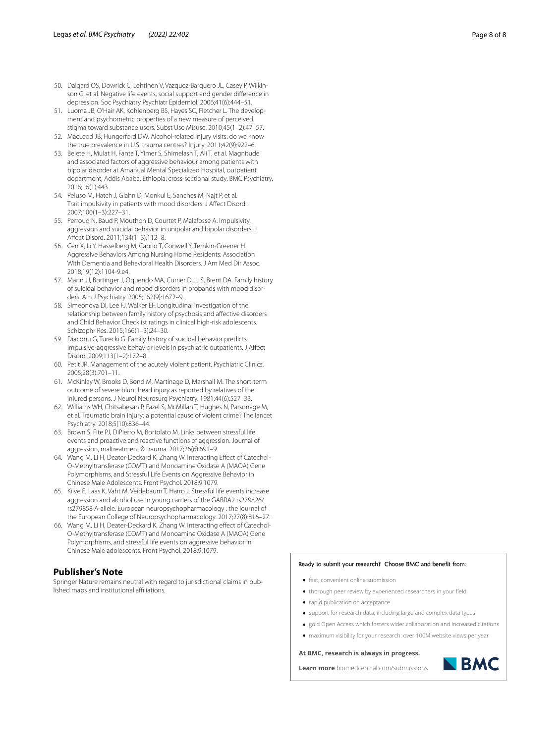50. Dalgard OS, Dowrick C, Lehtinen V, Vazquez-Barquero JL, Casey P, Wilkinson G, et al. Negative life events, social support and gender difference in depression. Soc Psychiatry Psychiatr Epidemiol. 2006;41(6):444–51.
51. Luoma JB, O'Hair AK, Kohlenberg BS, Hayes SC, Fletcher L. The development and psychometric properties of a new measure of perceived stigma toward substance users. Subst Use Misuse. 2010;45(1–2):47–57.
52. MacLeod JB, Hungerford DW. Alcohol-related injury visits: do we know the true prevalence in U.S. trauma centres? Injury. 2011;42(9):922–6.
53. Belete H, Mulat H, Fanta T, Yimer S, Shimelash T, Ali T, et al. Magnitude and associated factors of aggressive behaviour among patients with bipolar disorder at Amanual Mental Specialized Hospital, outpatient department, Addis Ababa, Ethiopia: cross-sectional study. BMC Psychiatry. 2016;16(1):443.
54. Peluso M, Hatch J, Glahn D, Monkul E, Sanches M, Najt P, et al. Trait impulsivity in patients with mood disorders. J Affect Disord. 2007;100(1–3):227–31.
55. Perroud N, Baud P, Mouthon D, Courtet P, Malafosse A. Impulsivity, aggression and suicidal behavior in unipolar and bipolar disorders. J Affect Disord. 2011;134(1–3):112–8.
56. Cen X, Li Y, Hasselberg M, Caprio T, Conwell Y, Temkin-Greener H. Aggressive Behaviors Among Nursing Home Residents: Association With Dementia and Behavioral Health Disorders. J Am Med Dir Assoc. 2018;19(12):1104-9.e4.
57. Mann JJ, Bortinger J, Oquendo MA, Currier D, Li S, Brent DA. Family history of suicidal behavior and mood disorders in probands with mood disorders. Am J Psychiatry. 2005;162(9):1672–9.
58. Simeonova DI, Lee FJ, Walker EF. Longitudinal investigation of the relationship between family history of psychosis and affective disorders and Child Behavior Checklist ratings in clinical high-risk adolescents. Schizophr Res. 2015;166(1–3):24–30.
59. Diaconu G, Turecki G. Family history of suicidal behavior predicts impulsive-aggressive behavior levels in psychiatric outpatients. J Affect Disord. 2009;113(1–2):172–8.
60. Petit JR. Management of the acutely violent patient. Psychiatric Clinics. 2005;28(3):701–11.
61. McKinlay W, Brooks D, Bond M, Martinage D, Marshall M. The short-term outcome of severe blunt head injury as reported by relatives of the injured persons. J Neurol Neurosurg Psychiatry. 1981;44(6):527–33.
62. Williams WH, Chitsabesan P, Fazel S, McMillan T, Hughes N, Parsonage M, et al. Traumatic brain injury: a potential cause of violent crime? The lancet Psychiatry. 2018;5(10):836–44.
63. Brown S, Fite PJ, DiPierro M, Bortolato M. Links between stressful life events and proactive and reactive functions of aggression. Journal of aggression, maltreatment & trauma. 2017;26(6):691–9.
64. Wang M, Li H, Deater-Deckard K, Zhang W. Interacting Effect of Catechol-O-Methyltransferase (COMT) and Monoamine Oxidase A (MAOA) Gene Polymorphisms, and Stressful Life Events on Aggressive Behavior in Chinese Male Adolescents. Front Psychol. 2018;9:1079.
65. Kiive E, Laas K, Vaht M, Veidebaum T, Harro J. Stressful life events increase aggression and alcohol use in young carriers of the GABRA2 rs279826/rs279858 A-allele. European neuropsychopharmacology : the journal of the European College of Neuropsychopharmacology. 2017;27(8):816–27.
66. Wang M, Li H, Deater-Deckard K, Zhang W. Interacting effect of Catechol-O-Methyltransferase (COMT) and Monoamine Oxidase A (MAOA) Gene Polymorphisms, and stressful life events on aggressive behavior in Chinese Male adolescents. Front Psychol. 2018;9:1079.

## Publisher's Note

Springer Nature remains neutral with regard to jurisdictional claims in published maps and institutional affiliations.

Ready to submit your research? Choose BMC and benefit from:

- fast, convenient online submission
- thorough peer review by experienced researchers in your field
- rapid publication on acceptance
- support for research data, including large and complex data types
- gold Open Access which fosters wider collaboration and increased citations
- maximum visibility for your research: over 100M website views per year

**At BMC, research is always in progress.**

**Learn more** biomedcentral.com/submissions

BMC